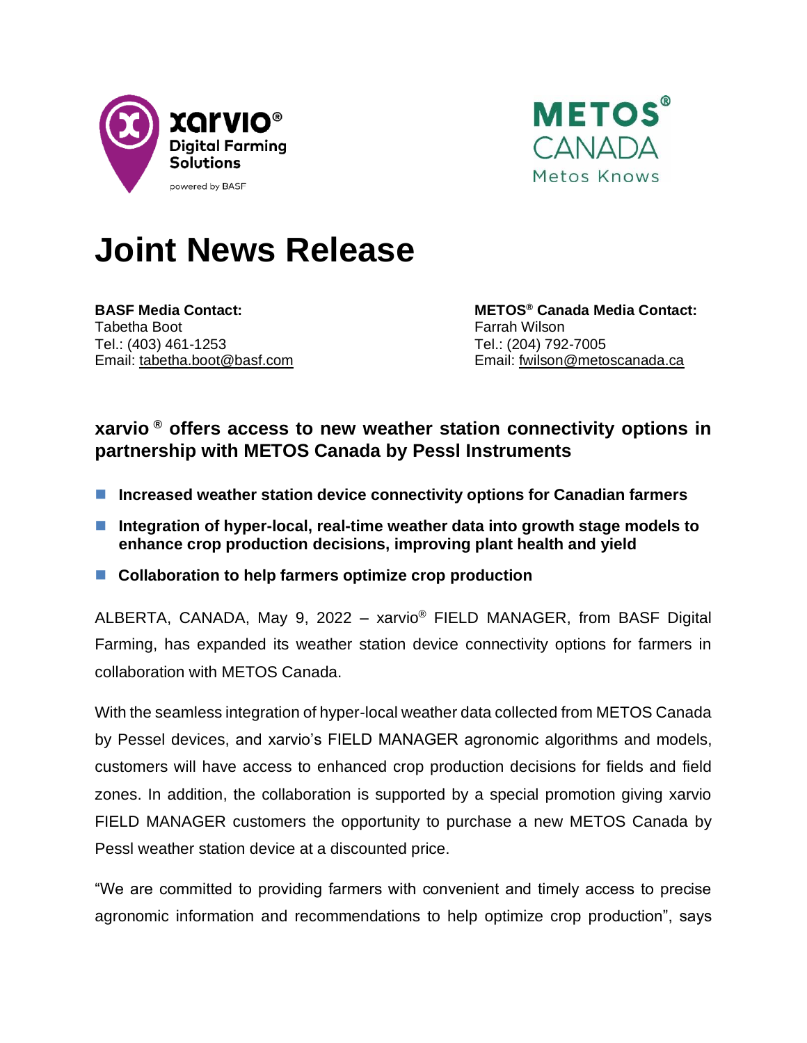# Joint News Release

**BASF Media Contact:**
Tabetha Boot
Tel.: (403) 461-1253
Email: tabetha.boot@basf.com

**METOS® Canada Media Contact:**
Farrah Wilson
Tel.: (204) 792-7005
Email: fwilson@metoscanada.ca

## xarvio ® offers access to new weather station connectivity options in partnership with METOS Canada by Pessl Instruments

- **Increased weather station device connectivity options for Canadian farmers**
- **Integration of hyper-local, real-time weather data into growth stage models to enhance crop production decisions, improving plant health and yield**
- **Collaboration to help farmers optimize crop production**

ALBERTA, CANADA, May 9, 2022 – xarvio® FIELD MANAGER, from BASF Digital Farming, has expanded its weather station device connectivity options for farmers in collaboration with METOS Canada.

With the seamless integration of hyper-local weather data collected from METOS Canada by Pessel devices, and xarvio's FIELD MANAGER agronomic algorithms and models, customers will have access to enhanced crop production decisions for fields and field zones. In addition, the collaboration is supported by a special promotion giving xarvio FIELD MANAGER customers the opportunity to purchase a new METOS Canada by Pessl weather station device at a discounted price.

"We are committed to providing farmers with convenient and timely access to precise agronomic information and recommendations to help optimize crop production", says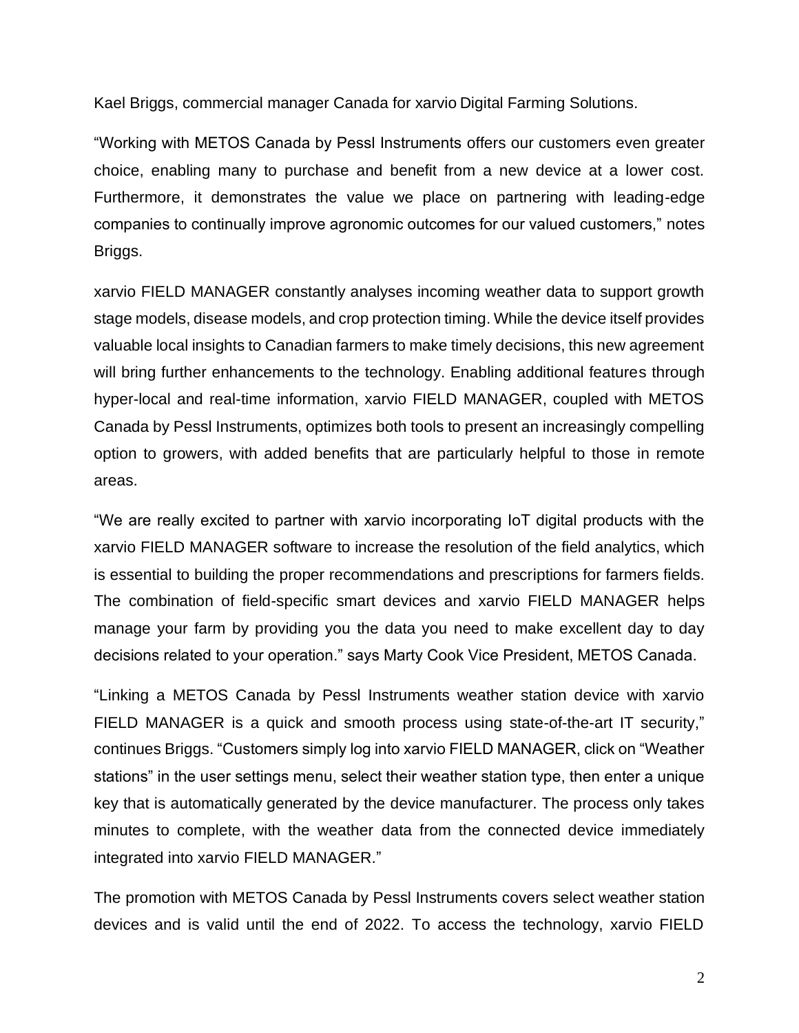Kael Briggs, commercial manager Canada for xarvio Digital Farming Solutions.

“Working with METOS Canada by Pessl Instruments offers our customers even greater choice, enabling many to purchase and benefit from a new device at a lower cost. Furthermore, it demonstrates the value we place on partnering with leading-edge companies to continually improve agronomic outcomes for our valued customers,” notes Briggs.

xarvio FIELD MANAGER constantly analyses incoming weather data to support growth stage models, disease models, and crop protection timing. While the device itself provides valuable local insights to Canadian farmers to make timely decisions, this new agreement will bring further enhancements to the technology. Enabling additional features through hyper-local and real-time information, xarvio FIELD MANAGER, coupled with METOS Canada by Pessl Instruments, optimizes both tools to present an increasingly compelling option to growers, with added benefits that are particularly helpful to those in remote areas.

“We are really excited to partner with xarvio incorporating IoT digital products with the xarvio FIELD MANAGER software to increase the resolution of the field analytics, which is essential to building the proper recommendations and prescriptions for farmers fields. The combination of field-specific smart devices and xarvio FIELD MANAGER helps manage your farm by providing you the data you need to make excellent day to day decisions related to your operation.” says Marty Cook Vice President, METOS Canada.

“Linking a METOS Canada by Pessl Instruments weather station device with xarvio FIELD MANAGER is a quick and smooth process using state-of-the-art IT security,” continues Briggs. “Customers simply log into xarvio FIELD MANAGER, click on “Weather stations” in the user settings menu, select their weather station type, then enter a unique key that is automatically generated by the device manufacturer. The process only takes minutes to complete, with the weather data from the connected device immediately integrated into xarvio FIELD MANAGER.”

The promotion with METOS Canada by Pessl Instruments covers select weather station devices and is valid until the end of 2022. To access the technology, xarvio FIELD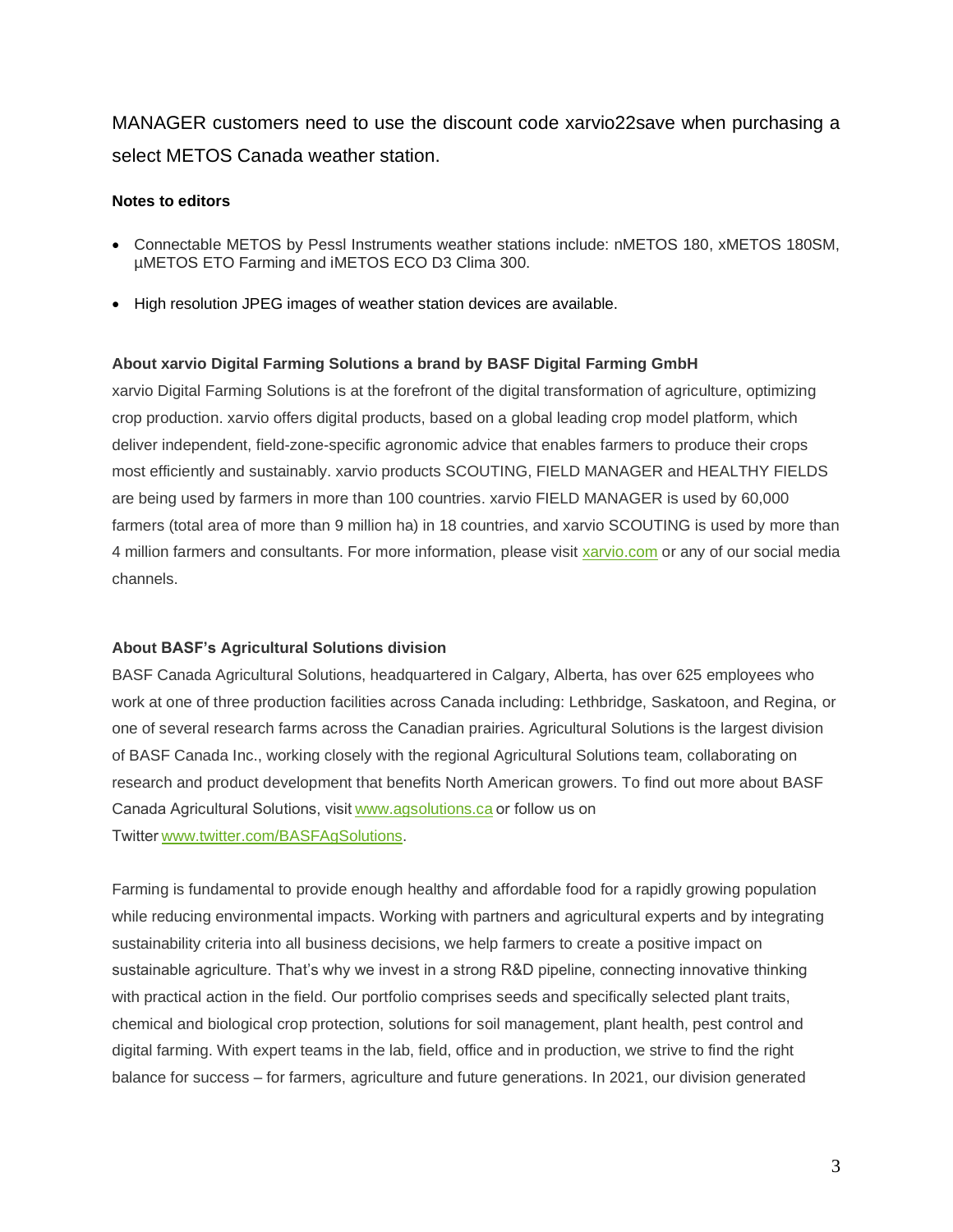MANAGER customers need to use the discount code xarvio22save when purchasing a select METOS Canada weather station.

**Notes to editors**

- Connectable METOS by Pessl Instruments weather stations include: nMETOS 180, xMETOS 180SM, µMETOS ETO Farming and iMETOS ECO D3 Clima 300.
- High resolution JPEG images of weather station devices are available.

**About xarvio Digital Farming Solutions a brand by BASF Digital Farming GmbH**

xarvio Digital Farming Solutions is at the forefront of the digital transformation of agriculture, optimizing crop production. xarvio offers digital products, based on a global leading crop model platform, which deliver independent, field-zone-specific agronomic advice that enables farmers to produce their crops most efficiently and sustainably. xarvio products SCOUTING, FIELD MANAGER and HEALTHY FIELDS are being used by farmers in more than 100 countries. xarvio FIELD MANAGER is used by 60,000 farmers (total area of more than 9 million ha) in 18 countries, and xarvio SCOUTING is used by more than 4 million farmers and consultants. For more information, please visit [xarvio.com](xarvio.com) or any of our social media channels.

**About BASF's Agricultural Solutions division**

BASF Canada Agricultural Solutions, headquartered in Calgary, Alberta, has over 625 employees who work at one of three production facilities across Canada including: Lethbridge, Saskatoon, and Regina, or one of several research farms across the Canadian prairies. Agricultural Solutions is the largest division of BASF Canada Inc., working closely with the regional Agricultural Solutions team, collaborating on research and product development that benefits North American growers. To find out more about BASF Canada Agricultural Solutions, visit [www.agsolutions.ca](www.agsolutions.ca) or follow us on Twitter [www.twitter.com/BASFAgSolutions](www.twitter.com/BASFAgSolutions).

Farming is fundamental to provide enough healthy and affordable food for a rapidly growing population while reducing environmental impacts. Working with partners and agricultural experts and by integrating sustainability criteria into all business decisions, we help farmers to create a positive impact on sustainable agriculture. That's why we invest in a strong R&D pipeline, connecting innovative thinking with practical action in the field. Our portfolio comprises seeds and specifically selected plant traits, chemical and biological crop protection, solutions for soil management, plant health, pest control and digital farming. With expert teams in the lab, field, office and in production, we strive to find the right balance for success – for farmers, agriculture and future generations. In 2021, our division generated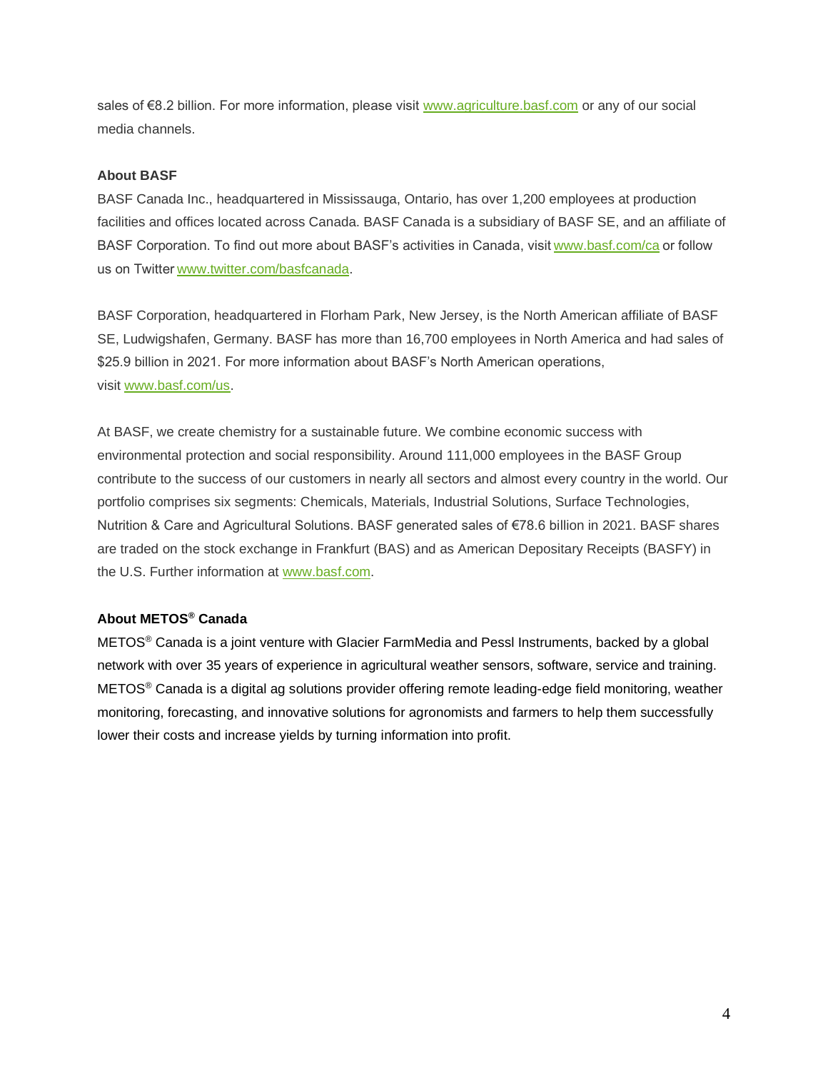sales of €8.2 billion. For more information, please visit www.agriculture.basf.com or any of our social media channels.

**About BASF**

BASF Canada Inc., headquartered in Mississauga, Ontario, has over 1,200 employees at production facilities and offices located across Canada. BASF Canada is a subsidiary of BASF SE, and an affiliate of BASF Corporation. To find out more about BASF's activities in Canada, visit www.basf.com/ca or follow us on Twitter www.twitter.com/basfcanada.

BASF Corporation, headquartered in Florham Park, New Jersey, is the North American affiliate of BASF SE, Ludwigshafen, Germany. BASF has more than 16,700 employees in North America and had sales of $25.9 billion in 2021. For more information about BASF's North American operations, visit www.basf.com/us.

At BASF, we create chemistry for a sustainable future. We combine economic success with environmental protection and social responsibility. Around 111,000 employees in the BASF Group contribute to the success of our customers in nearly all sectors and almost every country in the world. Our portfolio comprises six segments: Chemicals, Materials, Industrial Solutions, Surface Technologies, Nutrition & Care and Agricultural Solutions. BASF generated sales of €78.6 billion in 2021. BASF shares are traded on the stock exchange in Frankfurt (BAS) and as American Depositary Receipts (BASFY) in the U.S. Further information at www.basf.com.

**About METOS® Canada**

METOS® Canada is a joint venture with Glacier FarmMedia and Pessl Instruments, backed by a global network with over 35 years of experience in agricultural weather sensors, software, service and training. METOS® Canada is a digital ag solutions provider offering remote leading-edge field monitoring, weather monitoring, forecasting, and innovative solutions for agronomists and farmers to help them successfully lower their costs and increase yields by turning information into profit.